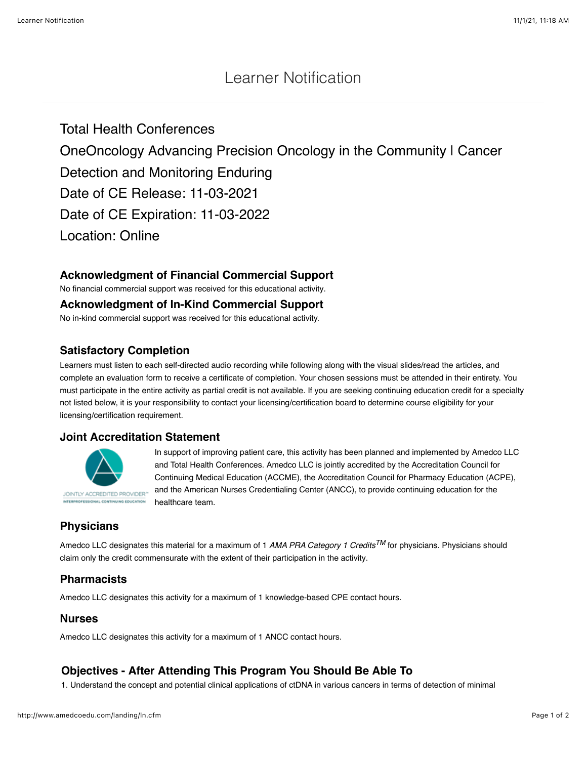# Learner Notification

Total Health Conferences

OneOncology Advancing Precision Oncology in the Community | Cancer Detection and Monitoring Enduring

Date of CE Release: 11-03-2021

Date of CE Expiration: 11-03-2022

Location: Online

### Acknowledgment of Financial Commercial Support

No financial commercial support was received for this educational activity.

### Acknowledgment of In-Kind Commercial Support

No in-kind commercial support was received for this educational activity.

### Satisfactory Completion

Learners must listen to each self-directed audio recording while following along with the visual slides/read the articles, and complete an evaluation form to receive a certificate of completion. Your chosen sessions must be attended in their entirety. You must participate in the entire activity as partial credit is not available. If you are seeking continuing education credit for a specialty not listed below, it is your responsibility to contact your licensing/certification board to determine course eligibility for your licensing/certification requirement.

### Joint Accreditation Statement

JOINTLY ACCREDITED PROVIDER™
INTERPROFESSIONAL CONTINUING EDUCATION

In support of improving patient care, this activity has been planned and implemented by Amedco LLC and Total Health Conferences. Amedco LLC is jointly accredited by the Accreditation Council for Continuing Medical Education (ACCME), the Accreditation Council for Pharmacy Education (ACPE), and the American Nurses Credentialing Center (ANCC), to provide continuing education for the healthcare team.

### Physicians

Amedco LLC designates this material for a maximum of 1 *AMA PRA Category 1 Credits™* for physicians. Physicians should claim only the credit commensurate with the extent of their participation in the activity.

### Pharmacists

Amedco LLC designates this activity for a maximum of 1 knowledge-based CPE contact hours.

### Nurses

Amedco LLC designates this activity for a maximum of 1 ANCC contact hours.

### Objectives - After Attending This Program You Should Be Able To

1. Understand the concept and potential clinical applications of ctDNA in various cancers in terms of detection of minimal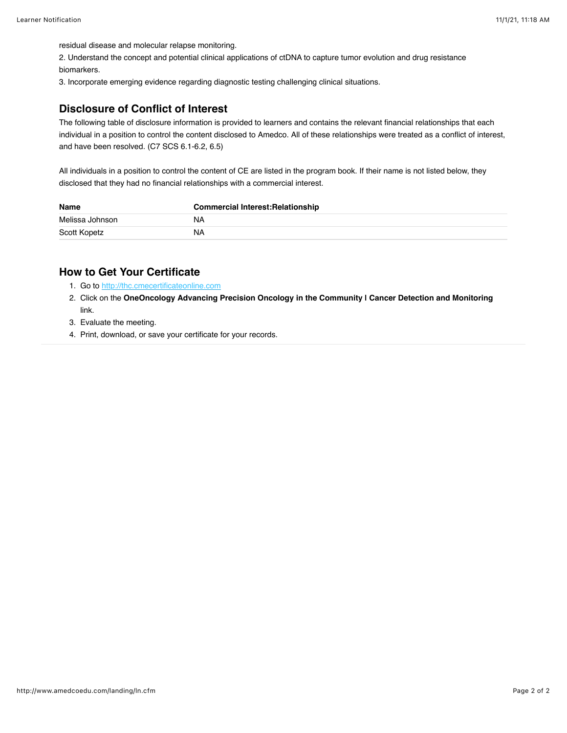residual disease and molecular relapse monitoring.

2. Understand the concept and potential clinical applications of ctDNA to capture tumor evolution and drug resistance biomarkers.

3. Incorporate emerging evidence regarding diagnostic testing challenging clinical situations.

## Disclosure of Conflict of Interest

The following table of disclosure information is provided to learners and contains the relevant financial relationships that each individual in a position to control the content disclosed to Amedco. All of these relationships were treated as a conflict of interest, and have been resolved. (C7 SCS 6.1-6.2, 6.5)

All individuals in a position to control the content of CE are listed in the program book. If their name is not listed below, they disclosed that they had no financial relationships with a commercial interest.

| Name | Commercial Interest:Relationship |
|---|---|
| Melissa Johnson | NA |
| Scott Kopetz | NA |

## How to Get Your Certificate

1. Go to http://thc.cmecertificateonline.com
2. Click on the **OneOncology Advancing Precision Oncology in the Community | Cancer Detection and Monitoring** link.
3. Evaluate the meeting.
4. Print, download, or save your certificate for your records.